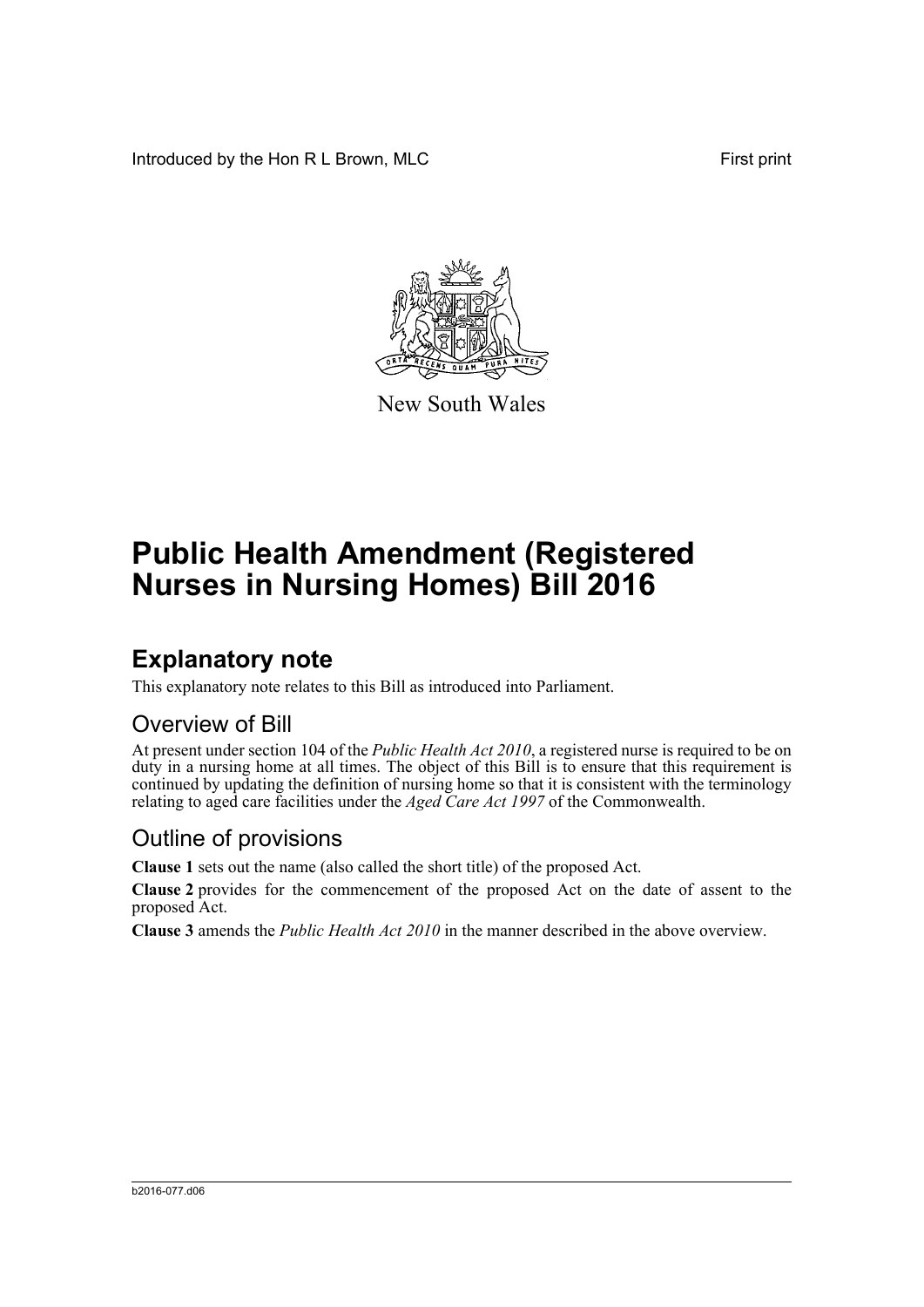Introduced by the Hon R L Brown, MLC First print

New South Wales

# Public Health Amendment (Registered Nurses in Nursing Homes) Bill 2016

## Explanatory note

This explanatory note relates to this Bill as introduced into Parliament.

### Overview of Bill

At present under section 104 of the *Public Health Act 2010*, a registered nurse is required to be on duty in a nursing home at all times. The object of this Bill is to ensure that this requirement is continued by updating the definition of nursing home so that it is consistent with the terminology relating to aged care facilities under the *Aged Care Act 1997* of the Commonwealth.

### Outline of provisions

**Clause 1** sets out the name (also called the short title) of the proposed Act.

**Clause 2** provides for the commencement of the proposed Act on the date of assent to the proposed Act.

**Clause 3** amends the *Public Health Act 2010* in the manner described in the above overview.

b2016-077.d06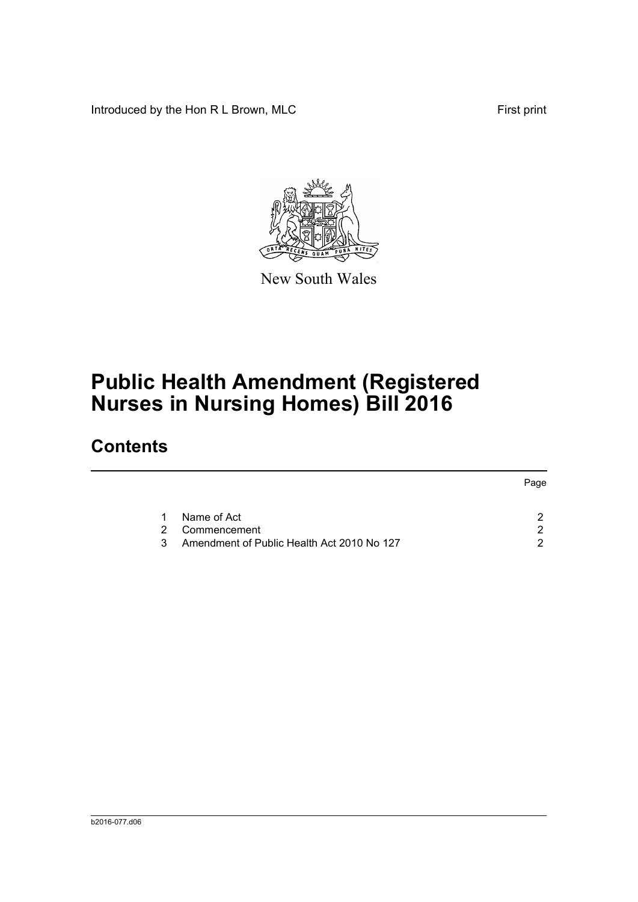Introduced by the Hon R L Brown, MLC

First print

New South Wales

# Public Health Amendment (Registered Nurses in Nursing Homes) Bill 2016

## Contents

| | | Page |
|---|---|---|
| 1 | Name of Act | 2 |
| 2 | Commencement | 2 |
| 3 | Amendment of Public Health Act 2010 No 127 | 2 |

b2016-077.d06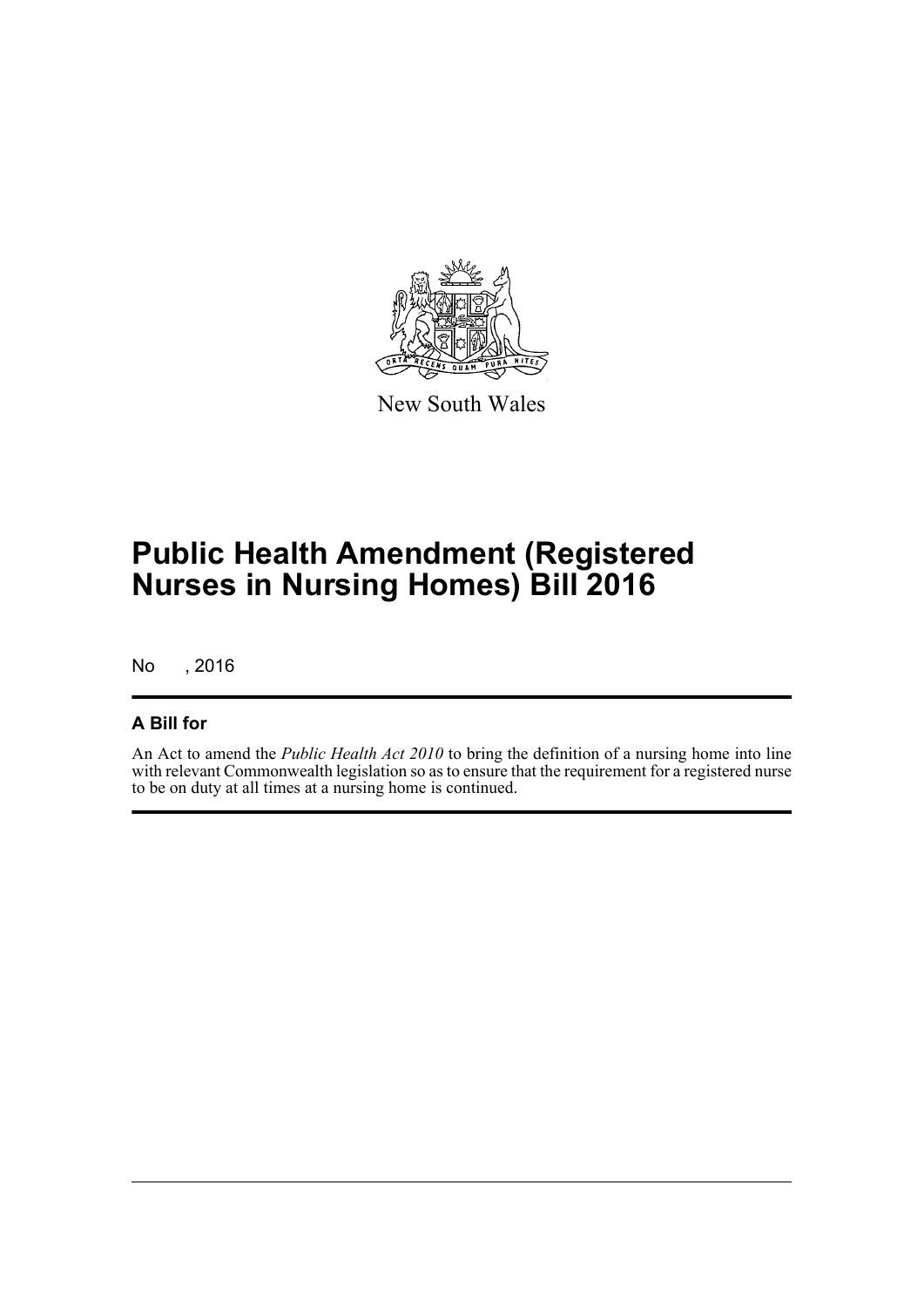New South Wales

# Public Health Amendment (Registered Nurses in Nursing Homes) Bill 2016

No , 2016

## A Bill for

An Act to amend the *Public Health Act 2010* to bring the definition of a nursing home into line with relevant Commonwealth legislation so as to ensure that the requirement for a registered nurse to be on duty at all times at a nursing home is continued.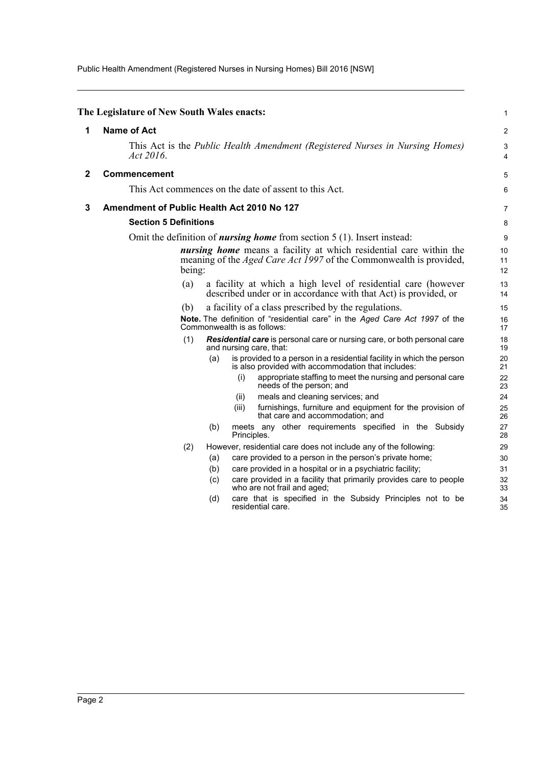**The Legislature of New South Wales enacts:**

## 1 Name of Act

This Act is the *Public Health Amendment (Registered Nurses in Nursing Homes) Act 2016*.

## 2 Commencement

This Act commences on the date of assent to this Act.

## 3 Amendment of Public Health Act 2010 No 127

### Section 5 Definitions

Omit the definition of ***nursing home*** from section 5 (1). Insert instead:

> ***nursing home*** means a facility at which residential care within the meaning of the *Aged Care Act 1997* of the Commonwealth is provided, being:
>
> (a) a facility at which a high level of residential care (however described under or in accordance with that Act) is provided, or
>
> (b) a facility of a class prescribed by the regulations.
>
> **Note.** The definition of "residential care" in the *Aged Care Act 1997* of the Commonwealth is as follows:
>
> (1) ***Residential care*** is personal care or nursing care, or both personal care and nursing care, that:
>
> - (a) is provided to a person in a residential facility in which the person is also provided with accommodation that includes:
>   - (i) appropriate staffing to meet the nursing and personal care needs of the person; and
>   - (ii) meals and cleaning services; and
>   - (iii) furnishings, furniture and equipment for the provision of that care and accommodation; and
> - (b) meets any other requirements specified in the Subsidy Principles.
>
> (2) However, residential care does not include any of the following:
>
> - (a) care provided to a person in the person's private home;
> - (b) care provided in a hospital or in a psychiatric facility;
> - (c) care provided in a facility that primarily provides care to people who are not frail and aged;
> - (d) care that is specified in the Subsidy Principles not to be residential care.